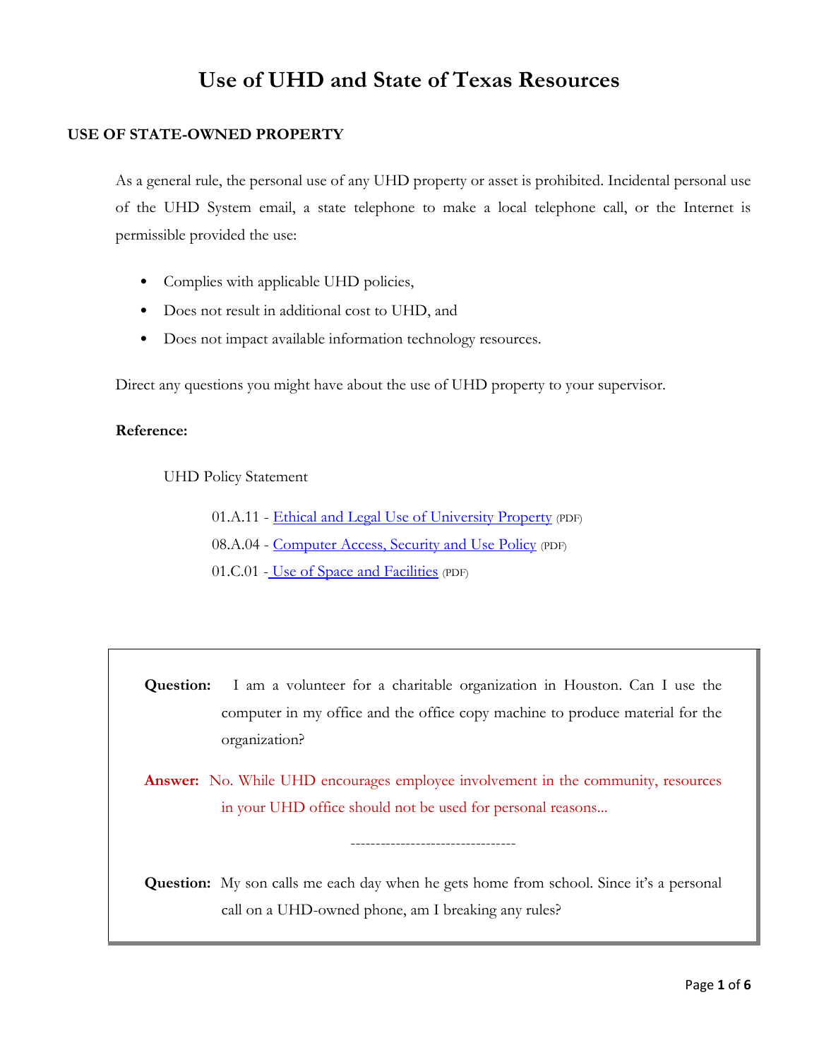# Use of UHD and State of Texas Resources

## USE OF STATE-OWNED PROPERTY

As a general rule, the personal use of any UHD property or asset is prohibited. Incidental personal use of the UHD System email, a state telephone to make a local telephone call, or the Internet is permissible provided the use:

- Complies with applicable UHD policies,
- Does not result in additional cost to UHD, and
- Does not impact available information technology resources.

Direct any questions you might have about the use of UHD property to your supervisor.

**Reference:**

UHD Policy Statement

01.A.11 - Ethical and Legal Use of University Property (PDF)

08.A.04 - Computer Access, Security and Use Policy (PDF)

01.C.01 - Use of Space and Facilities (PDF)

**Question:** I am a volunteer for a charitable organization in Houston. Can I use the computer in my office and the office copy machine to produce material for the organization?

**Answer:** No. While UHD encourages employee involvement in the community, resources in your UHD office should not be used for personal reasons...

--------------------------------

**Question:** My son calls me each day when he gets home from school. Since it's a personal call on a UHD-owned phone, am I breaking any rules?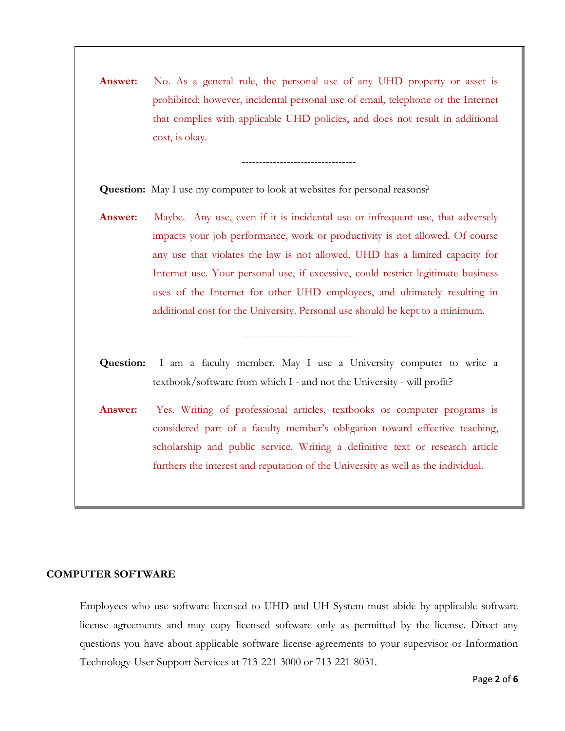**Answer:** No. As a general rule, the personal use of any UHD property or asset is prohibited; however, incidental personal use of email, telephone or the Internet that complies with applicable UHD policies, and does not result in additional cost, is okay.

--------------------------------

**Question:** May I use my computer to look at websites for personal reasons?

**Answer:** Maybe. Any use, even if it is incidental use or infrequent use, that adversely impacts your job performance, work or productivity is not allowed. Of course any use that violates the law is not allowed. UHD has a limited capacity for Internet use. Your personal use, if excessive, could restrict legitimate business uses of the Internet for other UHD employees, and ultimately resulting in additional cost for the University. Personal use should be kept to a minimum.

--------------------------------

**Question:** I am a faculty member. May I use a University computer to write a textbook/software from which I - and not the University - will profit?

**Answer:** Yes. Writing of professional articles, textbooks or computer programs is considered part of a faculty member's obligation toward effective teaching, scholarship and public service. Writing a definitive text or research article furthers the interest and reputation of the University as well as the individual.

## COMPUTER SOFTWARE

Employees who use software licensed to UHD and UH System must abide by applicable software license agreements and may copy licensed software only as permitted by the license. Direct any questions you have about applicable software license agreements to your supervisor or Information Technology-User Support Services at 713-221-3000 or 713-221-8031.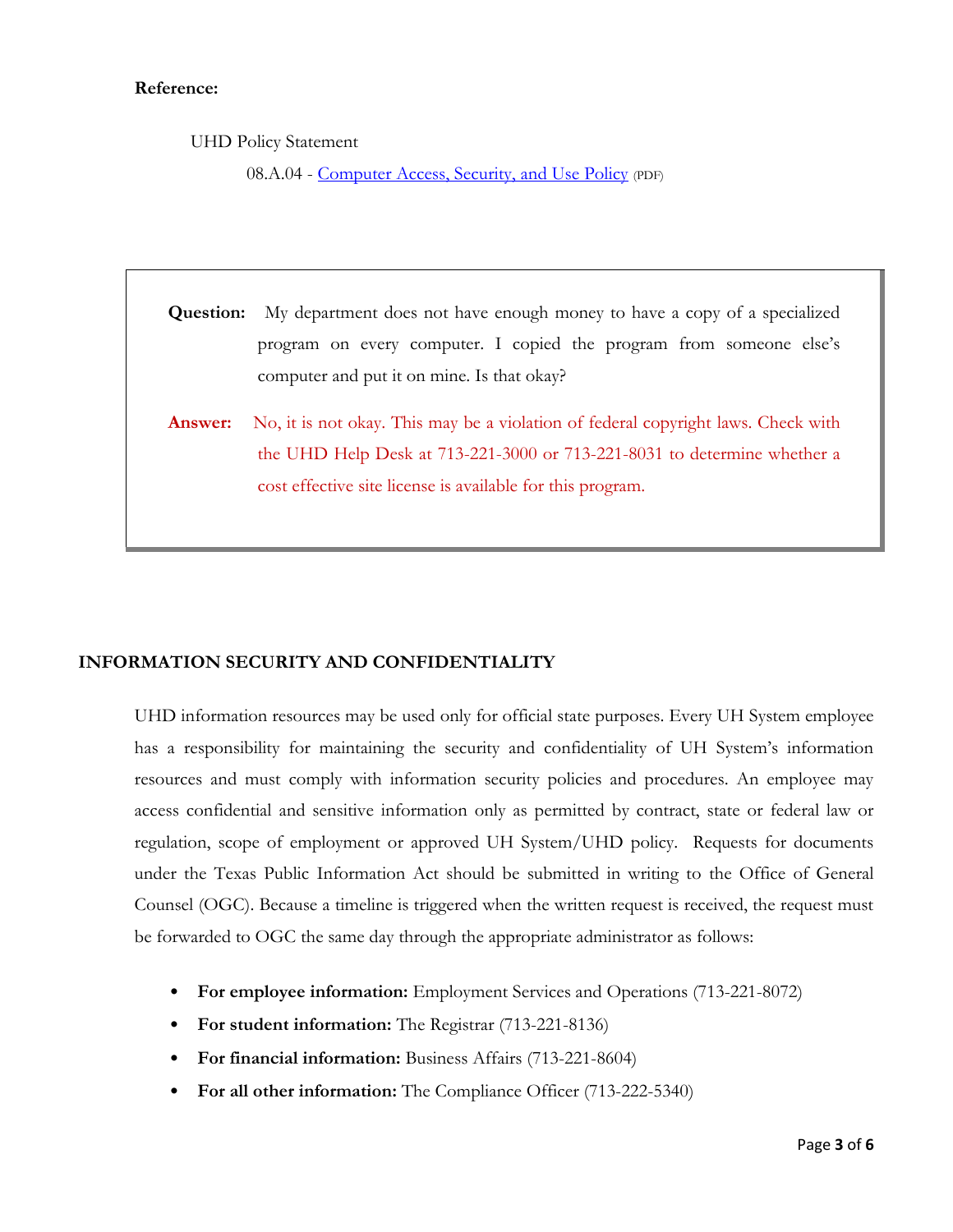**Reference:**

UHD Policy Statement

08.A.04 - Computer Access, Security, and Use Policy (PDF)

**Question:** My department does not have enough money to have a copy of a specialized program on every computer. I copied the program from someone else's computer and put it on mine. Is that okay?

**Answer:** No, it is not okay. This may be a violation of federal copyright laws. Check with the UHD Help Desk at 713-221-3000 or 713-221-8031 to determine whether a cost effective site license is available for this program.

## INFORMATION SECURITY AND CONFIDENTIALITY

UHD information resources may be used only for official state purposes. Every UH System employee has a responsibility for maintaining the security and confidentiality of UH System's information resources and must comply with information security policies and procedures. An employee may access confidential and sensitive information only as permitted by contract, state or federal law or regulation, scope of employment or approved UH System/UHD policy. Requests for documents under the Texas Public Information Act should be submitted in writing to the Office of General Counsel (OGC). Because a timeline is triggered when the written request is received, the request must be forwarded to OGC the same day through the appropriate administrator as follows:

- **For employee information:** Employment Services and Operations (713-221-8072)
- **For student information:** The Registrar (713-221-8136)
- **For financial information:** Business Affairs (713-221-8604)
- **For all other information:** The Compliance Officer (713-222-5340)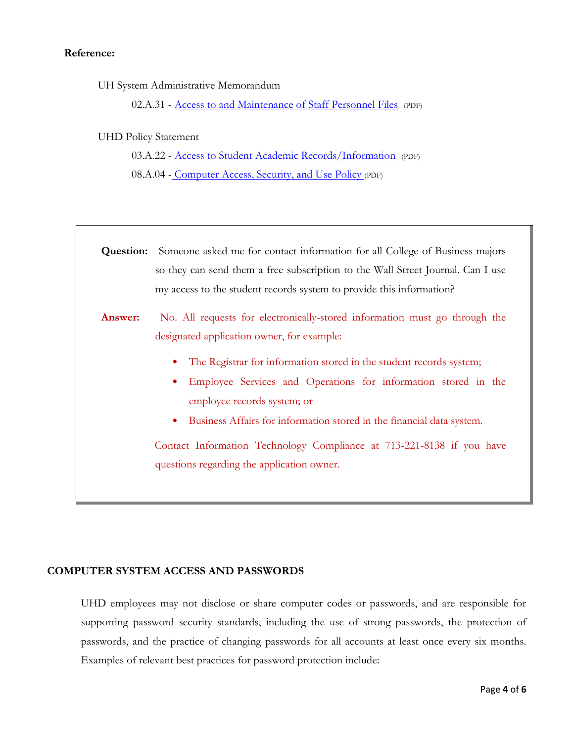**Reference:**

UH System Administrative Memorandum

02.A.31 - Access to and Maintenance of Staff Personnel Files (PDF)

UHD Policy Statement

03.A.22 - Access to Student Academic Records/Information (PDF)

08.A.04 - Computer Access, Security, and Use Policy (PDF)

> **Question:** Someone asked me for contact information for all College of Business majors so they can send them a free subscription to the Wall Street Journal. Can I use my access to the student records system to provide this information?
>
> **Answer:** No. All requests for electronically-stored information must go through the designated application owner, for example:
>
> - The Registrar for information stored in the student records system;
> - Employee Services and Operations for information stored in the employee records system; or
> - Business Affairs for information stored in the financial data system.
>
> Contact Information Technology Compliance at 713-221-8138 if you have questions regarding the application owner.

**COMPUTER SYSTEM ACCESS AND PASSWORDS**

UHD employees may not disclose or share computer codes or passwords, and are responsible for supporting password security standards, including the use of strong passwords, the protection of passwords, and the practice of changing passwords for all accounts at least once every six months. Examples of relevant best practices for password protection include: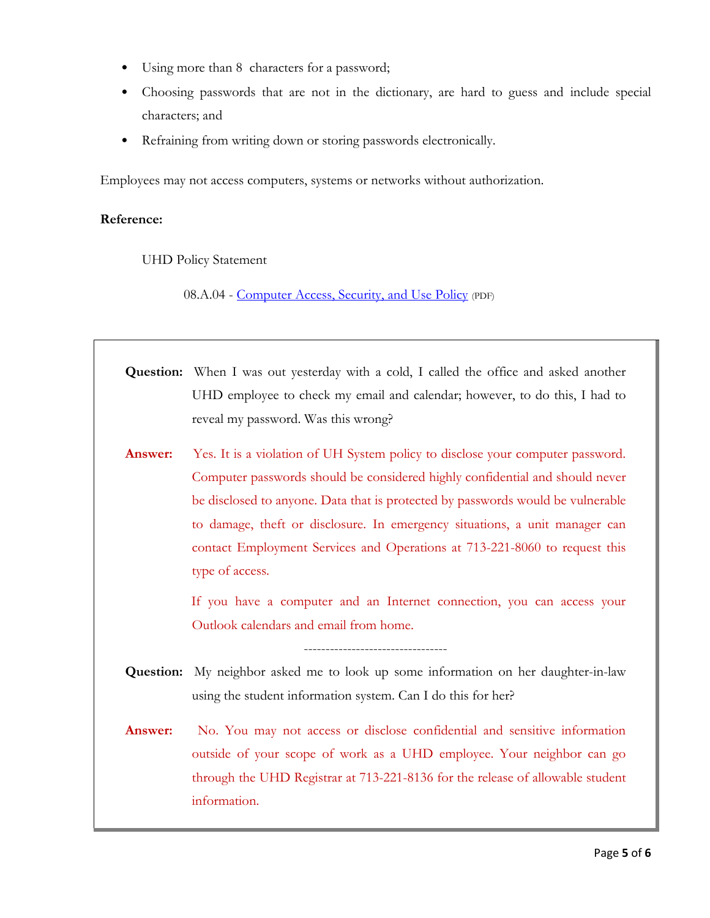- Using more than 8 characters for a password;
- Choosing passwords that are not in the dictionary, are hard to guess and include special characters; and
- Refraining from writing down or storing passwords electronically.

Employees may not access computers, systems or networks without authorization.

**Reference:**

UHD Policy Statement

08.A.04 - [Computer Access, Security, and Use Policy]() (PDF)

**Question:** When I was out yesterday with a cold, I called the office and asked another UHD employee to check my email and calendar; however, to do this, I had to reveal my password. Was this wrong?

**Answer:** Yes. It is a violation of UH System policy to disclose your computer password. Computer passwords should be considered highly confidential and should never be disclosed to anyone. Data that is protected by passwords would be vulnerable to damage, theft or disclosure. In emergency situations, a unit manager can contact Employment Services and Operations at 713-221-8060 to request this type of access.

If you have a computer and an Internet connection, you can access your Outlook calendars and email from home.

--------------------------------

**Question:** My neighbor asked me to look up some information on her daughter-in-law using the student information system. Can I do this for her?

**Answer:** No. You may not access or disclose confidential and sensitive information outside of your scope of work as a UHD employee. Your neighbor can go through the UHD Registrar at 713-221-8136 for the release of allowable student information.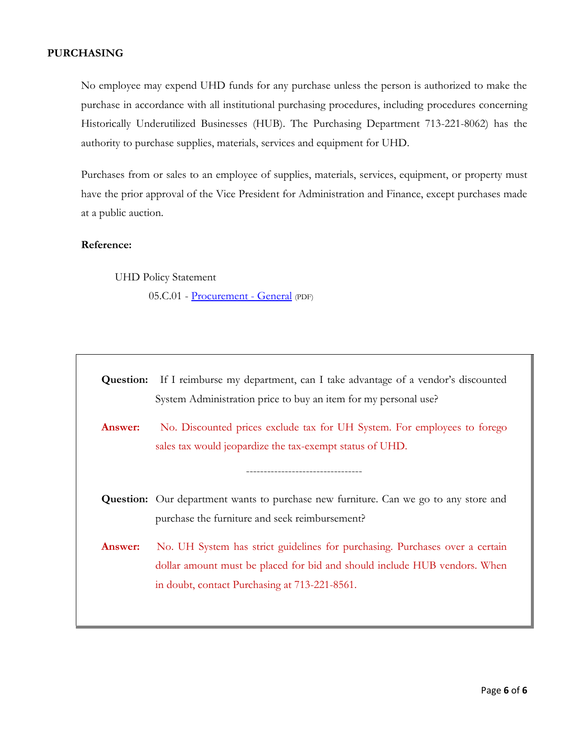## PURCHASING

No employee may expend UHD funds for any purchase unless the person is authorized to make the purchase in accordance with all institutional purchasing procedures, including procedures concerning Historically Underutilized Businesses (HUB). The Purchasing Department 713-221-8062) has the authority to purchase supplies, materials, services and equipment for UHD.

Purchases from or sales to an employee of supplies, materials, services, equipment, or property must have the prior approval of the Vice President for Administration and Finance, except purchases made at a public auction.

**Reference:**

UHD Policy Statement

05.C.01 - Procurement - General (PDF)

**Question:** If I reimburse my department, can I take advantage of a vendor's discounted System Administration price to buy an item for my personal use?

**Answer:** No. Discounted prices exclude tax for UH System. For employees to forego sales tax would jeopardize the tax-exempt status of UHD.

---------------------------------

**Question:** Our department wants to purchase new furniture. Can we go to any store and purchase the furniture and seek reimbursement?

**Answer:** No. UH System has strict guidelines for purchasing. Purchases over a certain dollar amount must be placed for bid and should include HUB vendors. When in doubt, contact Purchasing at 713-221-8561.